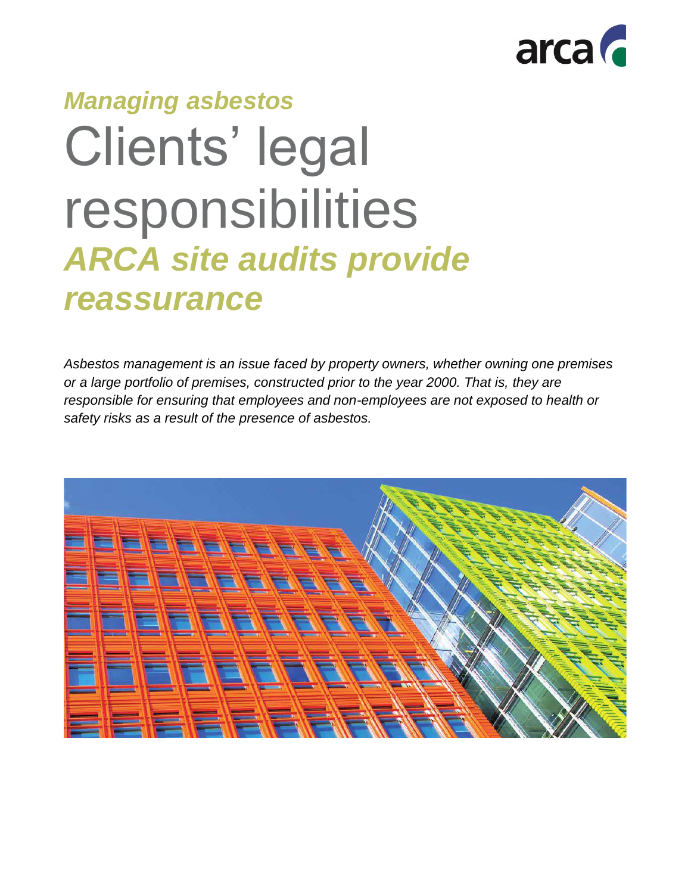arca

*Managing asbestos*

# Clients' legal responsibilities

## *ARCA site audits provide reassurance*

*Asbestos management is an issue faced by property owners, whether owning one premises or a large portfolio of premises, constructed prior to the year 2000. That is, they are responsible for ensuring that employees and non-employees are not exposed to health or safety risks as a result of the presence of asbestos.*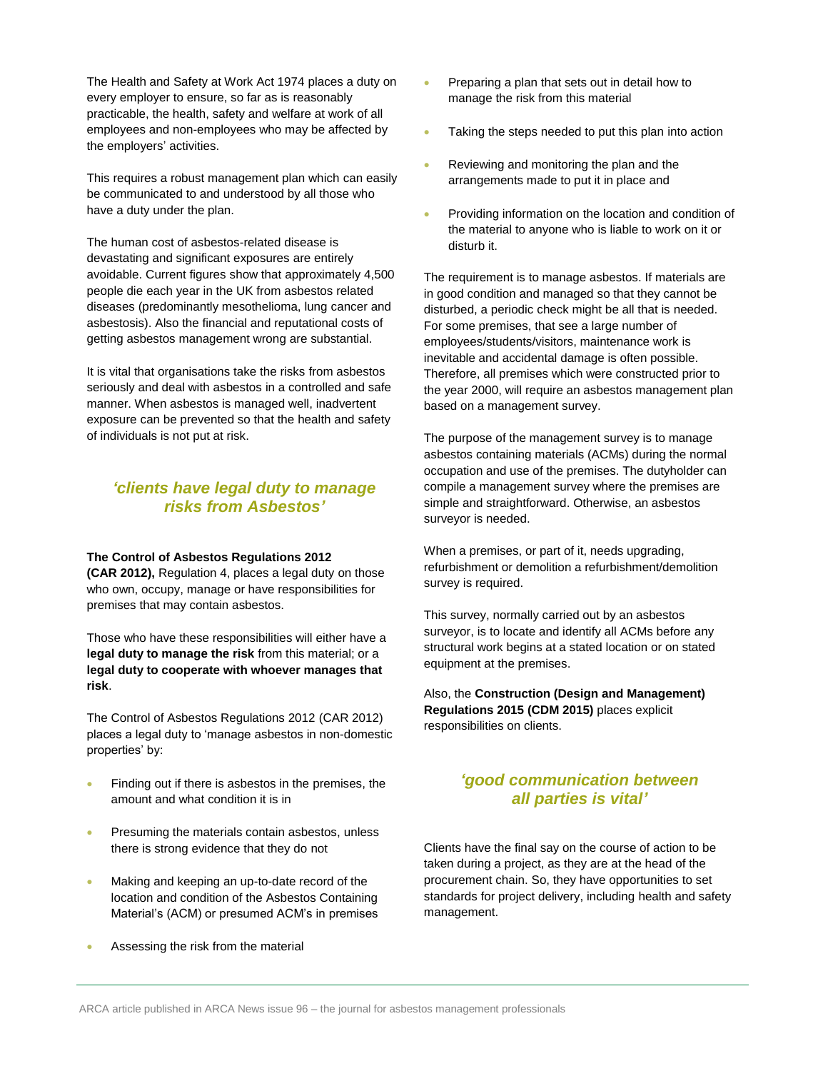The Health and Safety at Work Act 1974 places a duty on every employer to ensure, so far as is reasonably practicable, the health, safety and welfare at work of all employees and non-employees who may be affected by the employers' activities.

This requires a robust management plan which can easily be communicated to and understood by all those who have a duty under the plan.

The human cost of asbestos-related disease is devastating and significant exposures are entirely avoidable. Current figures show that approximately 4,500 people die each year in the UK from asbestos related diseases (predominantly mesothelioma, lung cancer and asbestosis). Also the financial and reputational costs of getting asbestos management wrong are substantial.

It is vital that organisations take the risks from asbestos seriously and deal with asbestos in a controlled and safe manner. When asbestos is managed well, inadvertent exposure can be prevented so that the health and safety of individuals is not put at risk.

***'clients have legal duty to manage risks from Asbestos'***

**The Control of Asbestos Regulations 2012 (CAR 2012),** Regulation 4, places a legal duty on those who own, occupy, manage or have responsibilities for premises that may contain asbestos.

Those who have these responsibilities will either have a **legal duty to manage the risk** from this material; or a **legal duty to cooperate with whoever manages that risk**.

The Control of Asbestos Regulations 2012 (CAR 2012) places a legal duty to 'manage asbestos in non-domestic properties' by:

- Finding out if there is asbestos in the premises, the amount and what condition it is in
- Presuming the materials contain asbestos, unless there is strong evidence that they do not
- Making and keeping an up-to-date record of the location and condition of the Asbestos Containing Material's (ACM) or presumed ACM's in premises
- Assessing the risk from the material
- Preparing a plan that sets out in detail how to manage the risk from this material
- Taking the steps needed to put this plan into action
- Reviewing and monitoring the plan and the arrangements made to put it in place and
- Providing information on the location and condition of the material to anyone who is liable to work on it or disturb it.

The requirement is to manage asbestos. If materials are in good condition and managed so that they cannot be disturbed, a periodic check might be all that is needed. For some premises, that see a large number of employees/students/visitors, maintenance work is inevitable and accidental damage is often possible. Therefore, all premises which were constructed prior to the year 2000, will require an asbestos management plan based on a management survey.

The purpose of the management survey is to manage asbestos containing materials (ACMs) during the normal occupation and use of the premises. The dutyholder can compile a management survey where the premises are simple and straightforward. Otherwise, an asbestos surveyor is needed.

When a premises, or part of it, needs upgrading, refurbishment or demolition a refurbishment/demolition survey is required.

This survey, normally carried out by an asbestos surveyor, is to locate and identify all ACMs before any structural work begins at a stated location or on stated equipment at the premises.

Also, the **Construction (Design and Management) Regulations 2015 (CDM 2015)** places explicit responsibilities on clients.

***'good communication between all parties is vital'***

Clients have the final say on the course of action to be taken during a project, as they are at the head of the procurement chain. So, they have opportunities to set standards for project delivery, including health and safety management.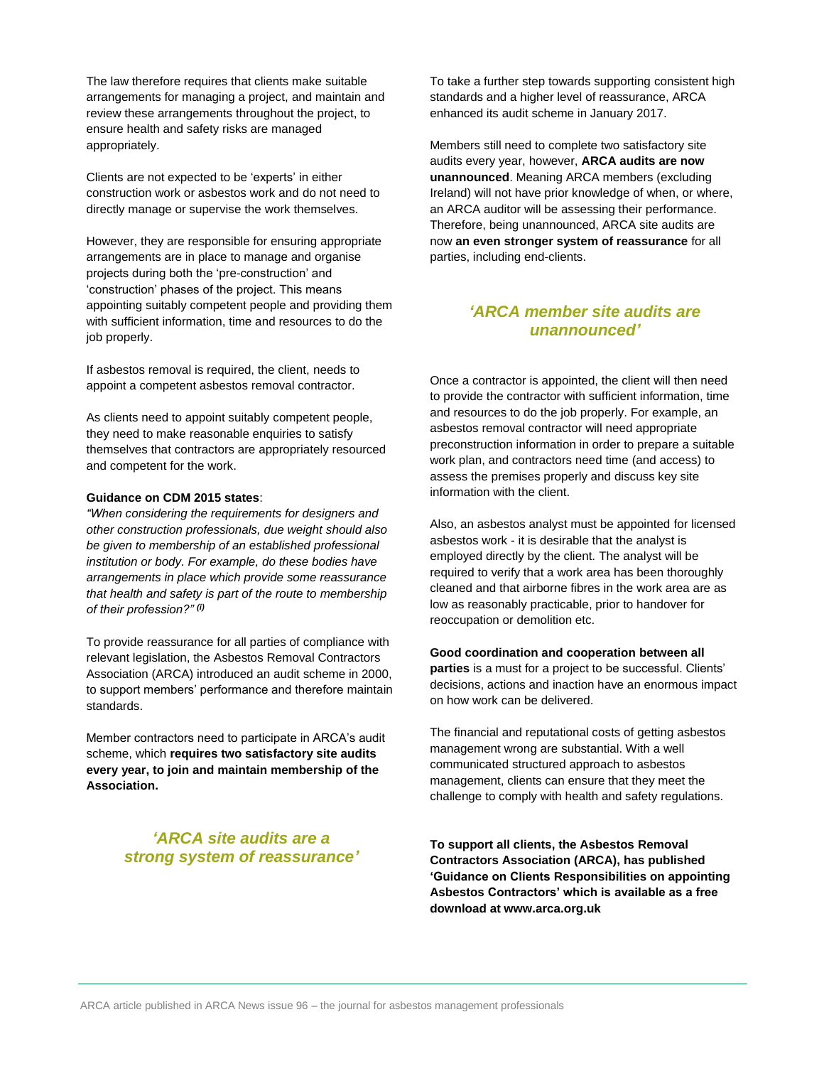The law therefore requires that clients make suitable arrangements for managing a project, and maintain and review these arrangements throughout the project, to ensure health and safety risks are managed appropriately.

Clients are not expected to be 'experts' in either construction work or asbestos work and do not need to directly manage or supervise the work themselves.

However, they are responsible for ensuring appropriate arrangements are in place to manage and organise projects during both the 'pre-construction' and 'construction' phases of the project. This means appointing suitably competent people and providing them with sufficient information, time and resources to do the job properly.

If asbestos removal is required, the client, needs to appoint a competent asbestos removal contractor.

As clients need to appoint suitably competent people, they need to make reasonable enquiries to satisfy themselves that contractors are appropriately resourced and competent for the work.

**Guidance on CDM 2015 states**:

*"When considering the requirements for designers and other construction professionals, due weight should also be given to membership of an established professional institution or body. For example, do these bodies have arrangements in place which provide some reassurance that health and safety is part of the route to membership of their profession?"* [(i)]

To provide reassurance for all parties of compliance with relevant legislation, the Asbestos Removal Contractors Association (ARCA) introduced an audit scheme in 2000, to support members' performance and therefore maintain standards.

Member contractors need to participate in ARCA's audit scheme, which **requires two satisfactory site audits every year, to join and maintain membership of the Association.**

> ***'ARCA site audits are a strong system of reassurance'***

To take a further step towards supporting consistent high standards and a higher level of reassurance, ARCA enhanced its audit scheme in January 2017.

Members still need to complete two satisfactory site audits every year, however, **ARCA audits are now unannounced**. Meaning ARCA members (excluding Ireland) will not have prior knowledge of when, or where, an ARCA auditor will be assessing their performance. Therefore, being unannounced, ARCA site audits are now **an even stronger system of reassurance** for all parties, including end-clients.

> ***'ARCA member site audits are unannounced'***

Once a contractor is appointed, the client will then need to provide the contractor with sufficient information, time and resources to do the job properly. For example, an asbestos removal contractor will need appropriate preconstruction information in order to prepare a suitable work plan, and contractors need time (and access) to assess the premises properly and discuss key site information with the client.

Also, an asbestos analyst must be appointed for licensed asbestos work - it is desirable that the analyst is employed directly by the client. The analyst will be required to verify that a work area has been thoroughly cleaned and that airborne fibres in the work area are as low as reasonably practicable, prior to handover for reoccupation or demolition etc.

**Good coordination and cooperation between all parties** is a must for a project to be successful. Clients' decisions, actions and inaction have an enormous impact on how work can be delivered.

The financial and reputational costs of getting asbestos management wrong are substantial. With a well communicated structured approach to asbestos management, clients can ensure that they meet the challenge to comply with health and safety regulations.

**To support all clients, the Asbestos Removal Contractors Association (ARCA), has published 'Guidance on Clients Responsibilities on appointing Asbestos Contractors' which is available as a free download at www.arca.org.uk**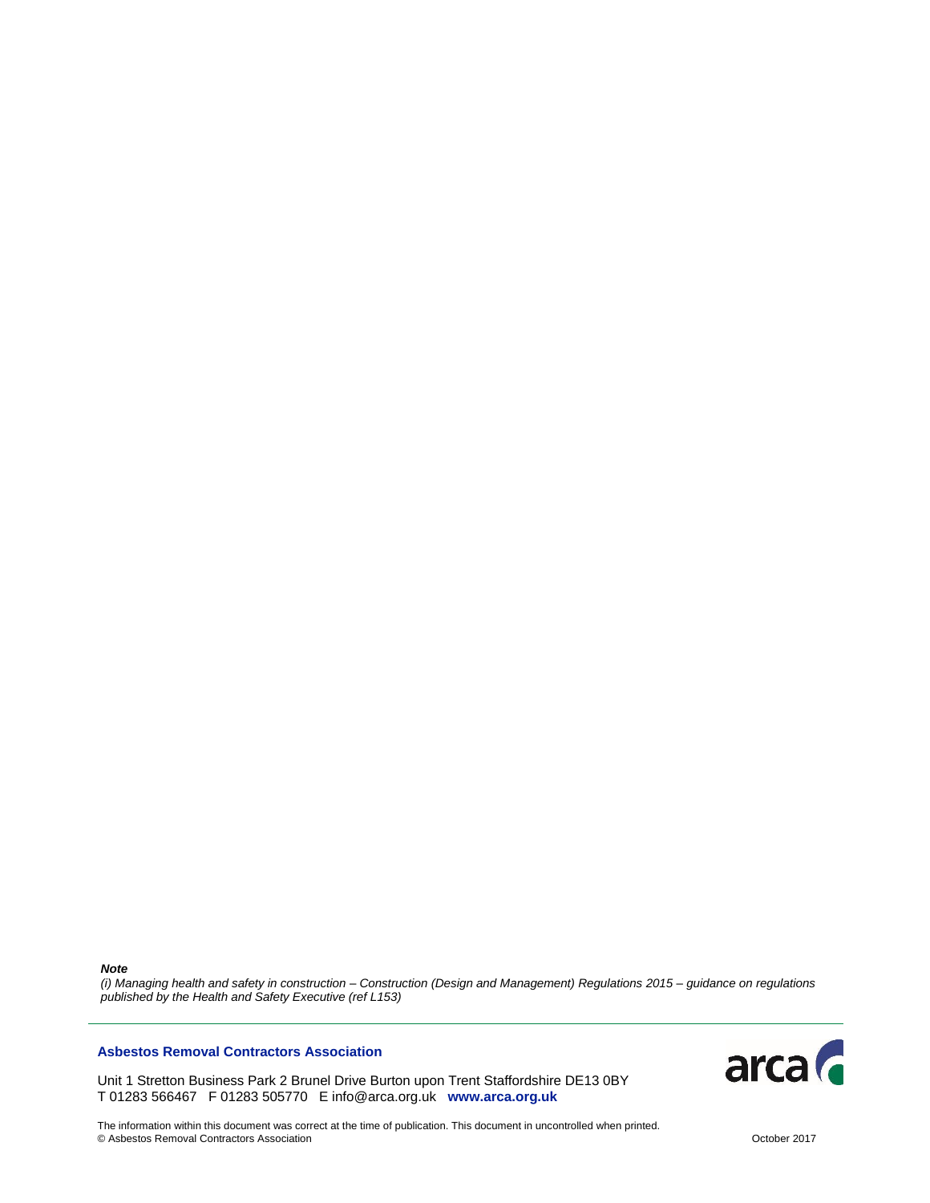***Note***

*(i) Managing health and safety in construction – Construction (Design and Management) Regulations 2015 – guidance on regulations published by the Health and Safety Executive (ref L153)*

---

**Asbestos Removal Contractors Association**

Unit 1 Stretton Business Park 2 Brunel Drive Burton upon Trent Staffordshire DE13 0BY
T 01283 566467 F 01283 505770 E info@arca.org.uk **www.arca.org.uk**

arca

The information within this document was correct at the time of publication. This document in uncontrolled when printed.
© Asbestos Removal Contractors Association

October 2017